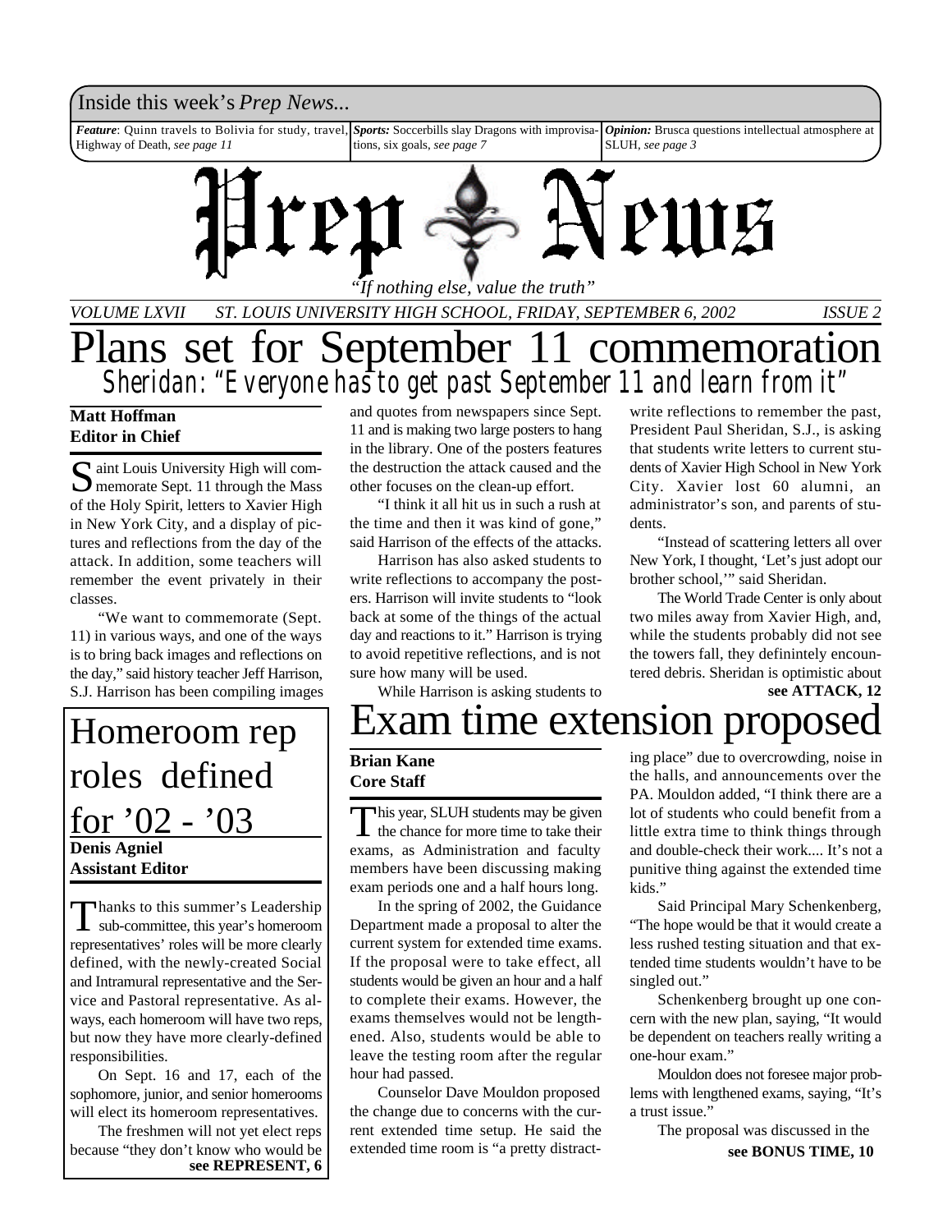Inside this week's *Prep News...*

***Feature***: Quinn travels to Bolivia for study, travel, Highway of Death, *see page 11*

***Sports:*** Soccerbills slay Dragons with improvisations, six goals, *see page 7*

***Opinion:*** Brusca questions intellectual atmosphere at SLUH, *see page 3*

# Prep News

*"If nothing else, value the truth"*

*VOLUME LXVII ST. LOUIS UNIVERSITY HIGH SCHOOL, FRIDAY, SEPTEMBER 6, 2002 ISSUE 2*

# Plans set for September 11 commemoration

## Sheridan: "Everyone has to get past September 11 and learn from it"

**Matt Hoffman**
**Editor in Chief**

Saint Louis University High will commemorate Sept. 11 through the Mass of the Holy Spirit, letters to Xavier High in New York City, and a display of pictures and reflections from the day of the attack. In addition, some teachers will remember the event privately in their classes.

"We want to commemorate (Sept. 11) in various ways, and one of the ways is to bring back images and reflections on the day," said history teacher Jeff Harrison, S.J. Harrison has been compiling images and quotes from newspapers since Sept. 11 and is making two large posters to hang in the library. One of the posters features the destruction the attack caused and the other focuses on the clean-up effort.

"I think it all hit us in such a rush at the time and then it was kind of gone," said Harrison of the effects of the attacks.

Harrison has also asked students to write reflections to accompany the posters. Harrison will invite students to "look back at some of the things of the actual day and reactions to it." Harrison is trying to avoid repetitive reflections, and is not sure how many will be used.

While Harrison is asking students to write reflections to remember the past, President Paul Sheridan, S.J., is asking that students write letters to current students of Xavier High School in New York City. Xavier lost 60 alumni, an administrator's son, and parents of students.

"Instead of scattering letters all over New York, I thought, 'Let's just adopt our brother school,'" said Sheridan.

The World Trade Center is only about two miles away from Xavier High, and, while the students probably did not see the towers fall, they definintely encountered debris. Sheridan is optimistic about

**see ATTACK, 12**

# Homeroom rep roles defined for '02 - '03

**Denis Agniel**
**Assistant Editor**

Thanks to this summer's Leadership sub-committee, this year's homeroom representatives' roles will be more clearly defined, with the newly-created Social and Intramural representative and the Service and Pastoral representative. As always, each homeroom will have two reps, but now they have more clearly-defined responsibilities.

On Sept. 16 and 17, each of the sophomore, junior, and senior homerooms will elect its homeroom representatives.

The freshmen will not yet elect reps because "they don't know who would be

**see REPRESENT, 6**

# Exam time extension proposed

**Brian Kane**
**Core Staff**

This year, SLUH students may be given the chance for more time to take their exams, as Administration and faculty members have been discussing making exam periods one and a half hours long.

In the spring of 2002, the Guidance Department made a proposal to alter the current system for extended time exams. If the proposal were to take effect, all students would be given an hour and a half to complete their exams. However, the exams themselves would not be lengthened. Also, students would be able to leave the testing room after the regular hour had passed.

Counselor Dave Mouldon proposed the change due to concerns with the current extended time setup. He said the extended time room is "a pretty distracting place" due to overcrowding, noise in the halls, and announcements over the PA. Mouldon added, "I think there are a lot of students who could benefit from a little extra time to think things through and double-check their work.... It's not a punitive thing against the extended time kids."

Said Principal Mary Schenkenberg, "The hope would be that it would create a less rushed testing situation and that extended time students wouldn't have to be singled out."

Schenkenberg brought up one concern with the new plan, saying, "It would be dependent on teachers really writing a one-hour exam."

Mouldon does not foresee major problems with lengthened exams, saying, "It's a trust issue."

The proposal was discussed in the

**see BONUS TIME, 10**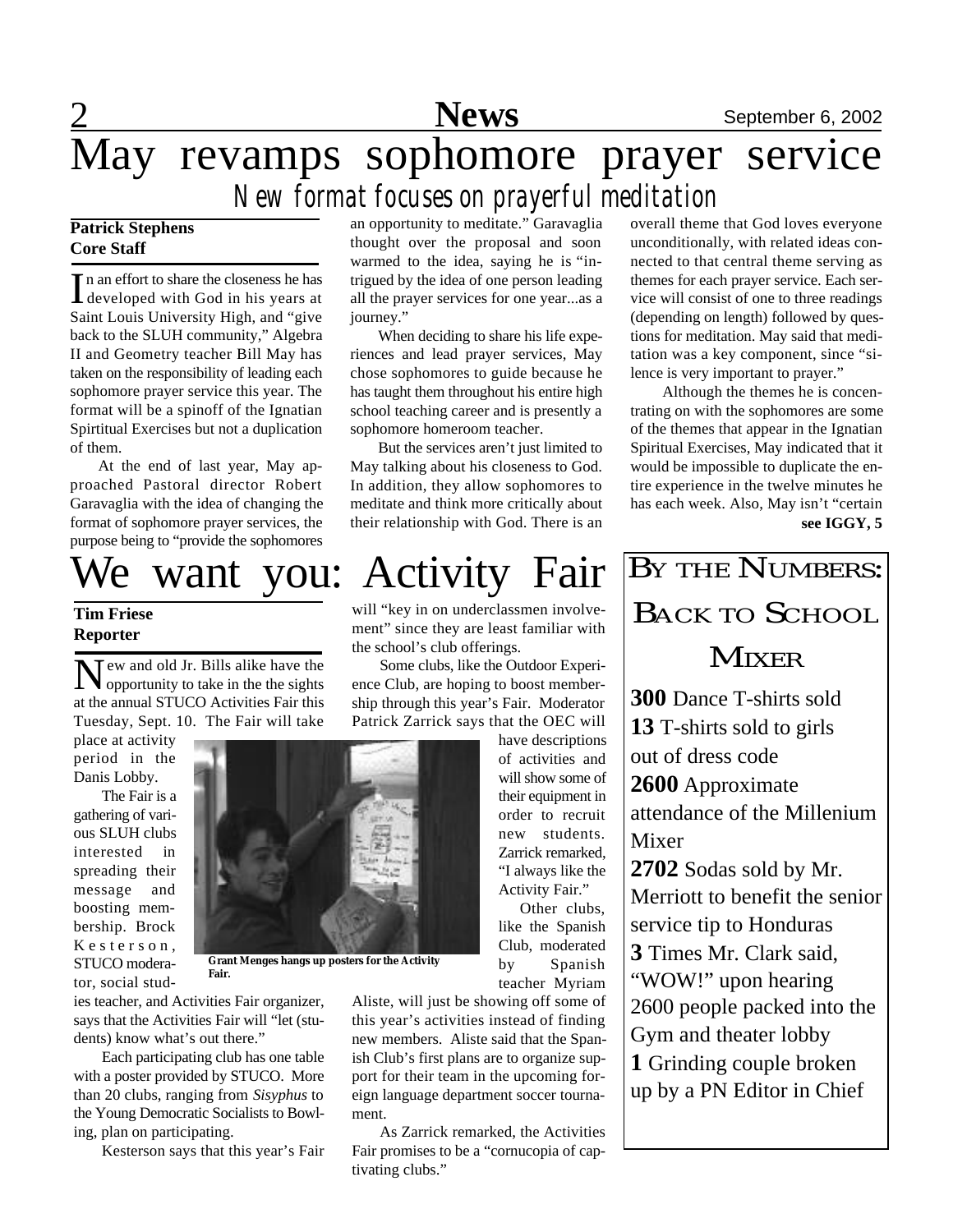# May revamps sophomore prayer service

## *New format focuses on prayerful meditation*

**Patrick Stephens**
**Core Staff**

In an effort to share the closeness he has developed with God in his years at Saint Louis University High, and "give back to the SLUH community," Algebra II and Geometry teacher Bill May has taken on the responsibility of leading each sophomore prayer service this year. The format will be a spinoff of the Ignatian Spirtitual Exercises but not a duplication of them.

At the end of last year, May approached Pastoral director Robert Garavaglia with the idea of changing the format of sophomore prayer services, the purpose being to "provide the sophomores an opportunity to meditate." Garavaglia thought over the proposal and soon warmed to the idea, saying he is "intrigued by the idea of one person leading all the prayer services for one year...as a journey."

When deciding to share his life experiences and lead prayer services, May chose sophomores to guide because he has taught them throughout his entire high school teaching career and is presently a sophomore homeroom teacher.

But the services aren't just limited to May talking about his closeness to God. In addition, they allow sophomores to meditate and think more critically about their relationship with God. There is an overall theme that God loves everyone unconditionally, with related ideas connected to that central theme serving as themes for each prayer service. Each service will consist of one to three readings (depending on length) followed by questions for meditation. May said that meditation was a key component, since "silence is very important to prayer."

Although the themes he is concentrating on with the sophomores are some of the themes that appear in the Ignatian Spiritual Exercises, May indicated that it would be impossible to duplicate the entire experience in the twelve minutes he has each week. Also, May isn't "certain

**see IGGY, 5**

# We want you: Activity Fair

**Tim Friese**
**Reporter**

New and old Jr. Bills alike have the opportunity to take in the the sights at the annual STUCO Activities Fair this Tuesday, Sept. 10. The Fair will take place at activity period in the Danis Lobby.

The Fair is a gathering of various SLUH clubs interested in spreading their message and boosting membership. Brock Kesterson, STUCO moderator, social studies teacher, and Activities Fair organizer, says that the Activities Fair will "let (students) know what's out there."

Each participating club has one table with a poster provided by STUCO. More than 20 clubs, ranging from *Sisyphus* to the Young Democratic Socialists to Bowling, plan on participating.

Kesterson says that this year's Fair will "key in on underclassmen involvement" since they are least familiar with the school's club offerings.

Some clubs, like the Outdoor Experience Club, are hoping to boost membership through this year's Fair. Moderator Patrick Zarrick says that the OEC will have descriptions of activities and will show some of their equipment in order to recruit new students. Zarrick remarked, "I always like the Activity Fair."

Other clubs, like the Spanish Club, moderated by Spanish teacher Myriam Aliste, will just be showing off some of this year's activities instead of finding new members. Aliste said that the Spanish Club's first plans are to organize support for their team in the upcoming foreign language department soccer tournament.

As Zarrick remarked, the Activities Fair promises to be a "cornucopia of captivating clubs."

**Grant Menges hangs up posters for the Activity Fair.**

## By the Numbers: Back to School Mixer

**300** Dance T-shirts sold

**13** T-shirts sold to girls out of dress code

**2600** Approximate attendance of the Millenium Mixer

**2702** Sodas sold by Mr. Merriott to benefit the senior service tip to Honduras

**3** Times Mr. Clark said, "WOW!" upon hearing 2600 people packed into the Gym and theater lobby

**1** Grinding couple broken up by a PN Editor in Chief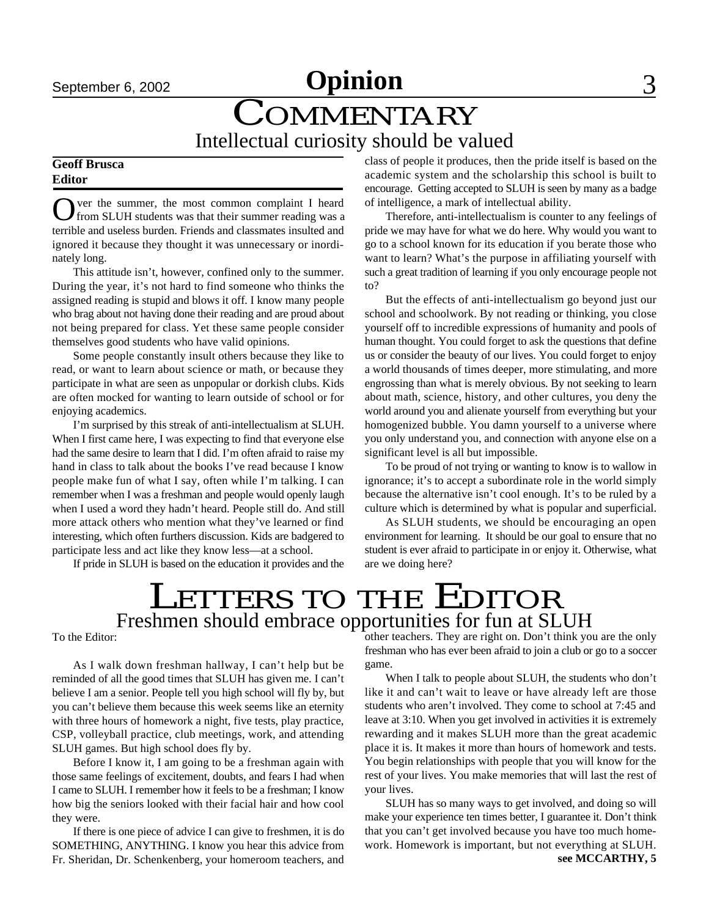# Commentary

## Intellectual curiosity should be valued

**Geoff Brusca**
**Editor**

Over the summer, the most common complaint I heard from SLUH students was that their summer reading was a terrible and useless burden. Friends and classmates insulted and ignored it because they thought it was unnecessary or inordinately long.

This attitude isn't, however, confined only to the summer. During the year, it's not hard to find someone who thinks the assigned reading is stupid and blows it off. I know many people who brag about not having done their reading and are proud about not being prepared for class. Yet these same people consider themselves good students who have valid opinions.

Some people constantly insult others because they like to read, or want to learn about science or math, or because they participate in what are seen as unpopular or dorkish clubs. Kids are often mocked for wanting to learn outside of school or for enjoying academics.

I'm surprised by this streak of anti-intellectualism at SLUH. When I first came here, I was expecting to find that everyone else had the same desire to learn that I did. I'm often afraid to raise my hand in class to talk about the books I've read because I know people make fun of what I say, often while I'm talking. I can remember when I was a freshman and people would openly laugh when I used a word they hadn't heard. People still do. And still more attack others who mention what they've learned or find interesting, which often furthers discussion. Kids are badgered to participate less and act like they know less—at a school.

If pride in SLUH is based on the education it provides and the class of people it produces, then the pride itself is based on the academic system and the scholarship this school is built to encourage. Getting accepted to SLUH is seen by many as a badge of intelligence, a mark of intellectual ability.

Therefore, anti-intellectualism is counter to any feelings of pride we may have for what we do here. Why would you want to go to a school known for its education if you berate those who want to learn? What's the purpose in affiliating yourself with such a great tradition of learning if you only encourage people not to?

But the effects of anti-intellectualism go beyond just our school and schoolwork. By not reading or thinking, you close yourself off to incredible expressions of humanity and pools of human thought. You could forget to ask the questions that define us or consider the beauty of our lives. You could forget to enjoy a world thousands of times deeper, more stimulating, and more engrossing than what is merely obvious. By not seeking to learn about math, science, history, and other cultures, you deny the world around you and alienate yourself from everything but your homogenized bubble. You damn yourself to a universe where you only understand you, and connection with anyone else on a significant level is all but impossible.

To be proud of not trying or wanting to know is to wallow in ignorance; it's to accept a subordinate role in the world simply because the alternative isn't cool enough. It's to be ruled by a culture which is determined by what is popular and superficial.

As SLUH students, we should be encouraging an open environment for learning. It should be our goal to ensure that no student is ever afraid to participate in or enjoy it. Otherwise, what are we doing here?

# Letters to the Editor

## Freshmen should embrace opportunities for fun at SLUH

To the Editor:

As I walk down freshman hallway, I can't help but be reminded of all the good times that SLUH has given me. I can't believe I am a senior. People tell you high school will fly by, but you can't believe them because this week seems like an eternity with three hours of homework a night, five tests, play practice, CSP, volleyball practice, club meetings, work, and attending SLUH games. But high school does fly by.

Before I know it, I am going to be a freshman again with those same feelings of excitement, doubts, and fears I had when I came to SLUH. I remember how it feels to be a freshman; I know how big the seniors looked with their facial hair and how cool they were.

If there is one piece of advice I can give to freshmen, it is do SOMETHING, ANYTHING. I know you hear this advice from Fr. Sheridan, Dr. Schenkenberg, your homeroom teachers, and other teachers. They are right on. Don't think you are the only freshman who has ever been afraid to join a club or go to a soccer game.

When I talk to people about SLUH, the students who don't like it and can't wait to leave or have already left are those students who aren't involved. They come to school at 7:45 and leave at 3:10. When you get involved in activities it is extremely rewarding and it makes SLUH more than the great academic place it is. It makes it more than hours of homework and tests. You begin relationships with people that you will know for the rest of your lives. You make memories that will last the rest of your lives.

SLUH has so many ways to get involved, and doing so will make your experience ten times better, I guarantee it. Don't think that you can't get involved because you have too much homework. Homework is important, but not everything at SLUH.

**see MCCARTHY, 5**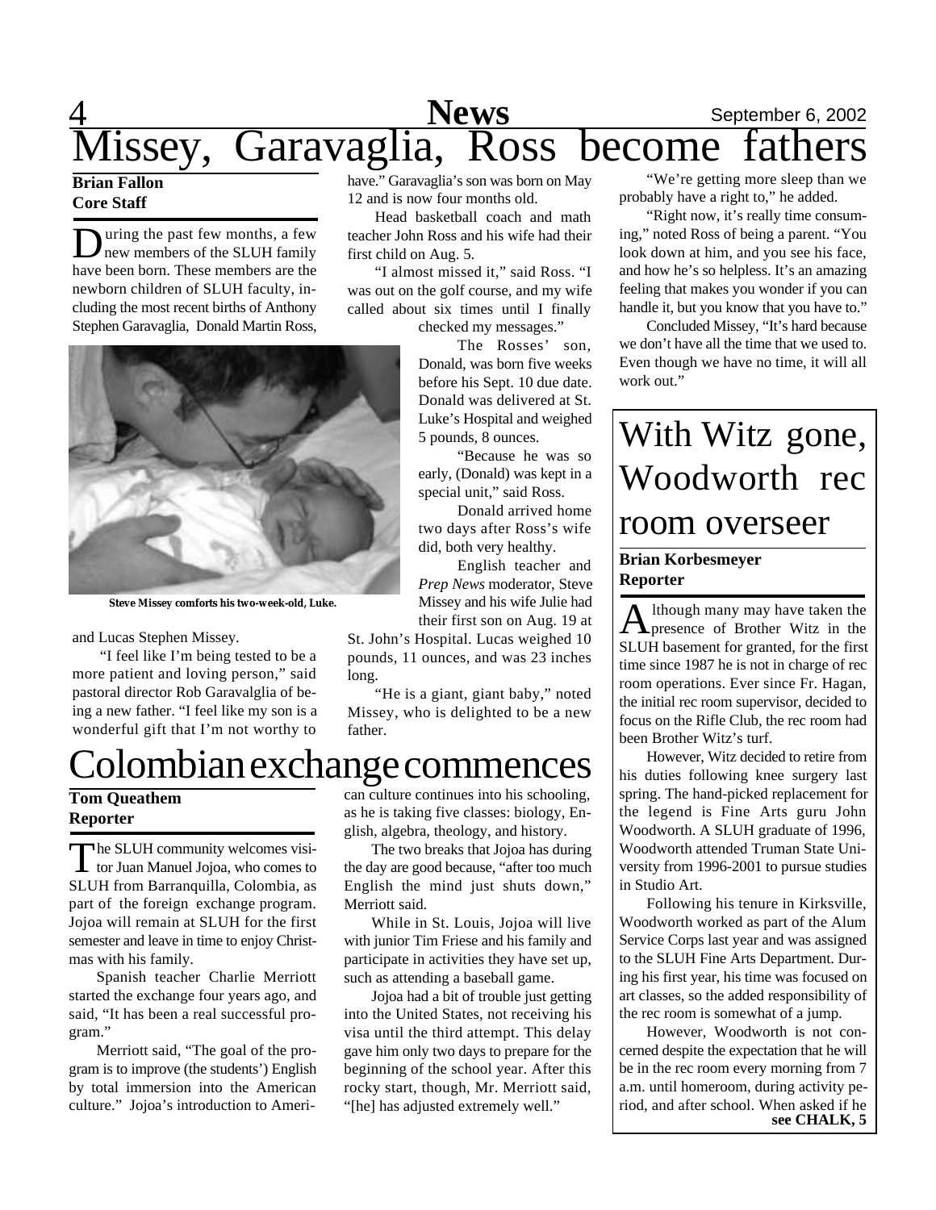# Missey, Garavaglia, Ross become fathers

**Brian Fallon**
**Core Staff**

During the past few months, a few new members of the SLUH family have been born. These members are the newborn children of SLUH faculty, including the most recent births of Anthony Stephen Garavaglia, Donald Martin Ross, and Lucas Stephen Missey.

Steve Missey comforts his two-week-old, Luke.

"I feel like I'm being tested to be a more patient and loving person," said pastoral director Rob Garavalglia of being a new father. "I feel like my son is a wonderful gift that I'm not worthy to have." Garavaglia's son was born on May 12 and is now four months old.

Head basketball coach and math teacher John Ross and his wife had their first child on Aug. 5.

"I almost missed it," said Ross. "I was out on the golf course, and my wife called about six times until I finally checked my messages."

The Rosses' son, Donald, was born five weeks before his Sept. 10 due date. Donald was delivered at St. Luke's Hospital and weighed 5 pounds, 8 ounces.

"Because he was so early, (Donald) was kept in a special unit," said Ross.

Donald arrived home two days after Ross's wife did, both very healthy.

English teacher and *Prep News* moderator, Steve Missey and his wife Julie had their first son on Aug. 19 at St. John's Hospital. Lucas weighed 10 pounds, 11 ounces, and was 23 inches long.

"He is a giant, giant baby," noted Missey, who is delighted to be a new father.

"We're getting more sleep than we probably have a right to," he added.

"Right now, it's really time consuming," noted Ross of being a parent. "You look down at him, and you see his face, and how he's so helpless. It's an amazing feeling that makes you wonder if you can handle it, but you know that you have to."

Concluded Missey, "It's hard because we don't have all the time that we used to. Even though we have no time, it will all work out."

# Colombian exchange commences

**Tom Queathem**
**Reporter**

The SLUH community welcomes visitor Juan Manuel Jojoa, who comes to SLUH from Barranquilla, Colombia, as part of the foreign exchange program. Jojoa will remain at SLUH for the first semester and leave in time to enjoy Christmas with his family.

Spanish teacher Charlie Merriott started the exchange four years ago, and said, "It has been a real successful program."

Merriott said, "The goal of the program is to improve (the students') English by total immersion into the American culture." Jojoa's introduction to American culture continues into his schooling, as he is taking five classes: biology, English, algebra, theology, and history.

The two breaks that Jojoa has during the day are good because, "after too much English the mind just shuts down," Merriott said.

While in St. Louis, Jojoa will live with junior Tim Friese and his family and participate in activities they have set up, such as attending a baseball game.

Jojoa had a bit of trouble just getting into the United States, not receiving his visa until the third attempt. This delay gave him only two days to prepare for the beginning of the school year. After this rocky start, though, Mr. Merriott said, "[he] has adjusted extremely well."

# With Witz gone, Woodworth rec room overseer

**Brian Korbesmeyer**
**Reporter**

Although many may have taken the presence of Brother Witz in the SLUH basement for granted, for the first time since 1987 he is not in charge of rec room operations. Ever since Fr. Hagan, the initial rec room supervisor, decided to focus on the Rifle Club, the rec room had been Brother Witz's turf.

However, Witz decided to retire from his duties following knee surgery last spring. The hand-picked replacement for the legend is Fine Arts guru John Woodworth. A SLUH graduate of 1996, Woodworth attended Truman State University from 1996-2001 to pursue studies in Studio Art.

Following his tenure in Kirksville, Woodworth worked as part of the Alum Service Corps last year and was assigned to the SLUH Fine Arts Department. During his first year, his time was focused on art classes, so the added responsibility of the rec room is somewhat of a jump.

However, Woodworth is not concerned despite the expectation that he will be in the rec room every morning from 7 a.m. until homeroom, during activity period, and after school. When asked if he

**see CHALK, 5**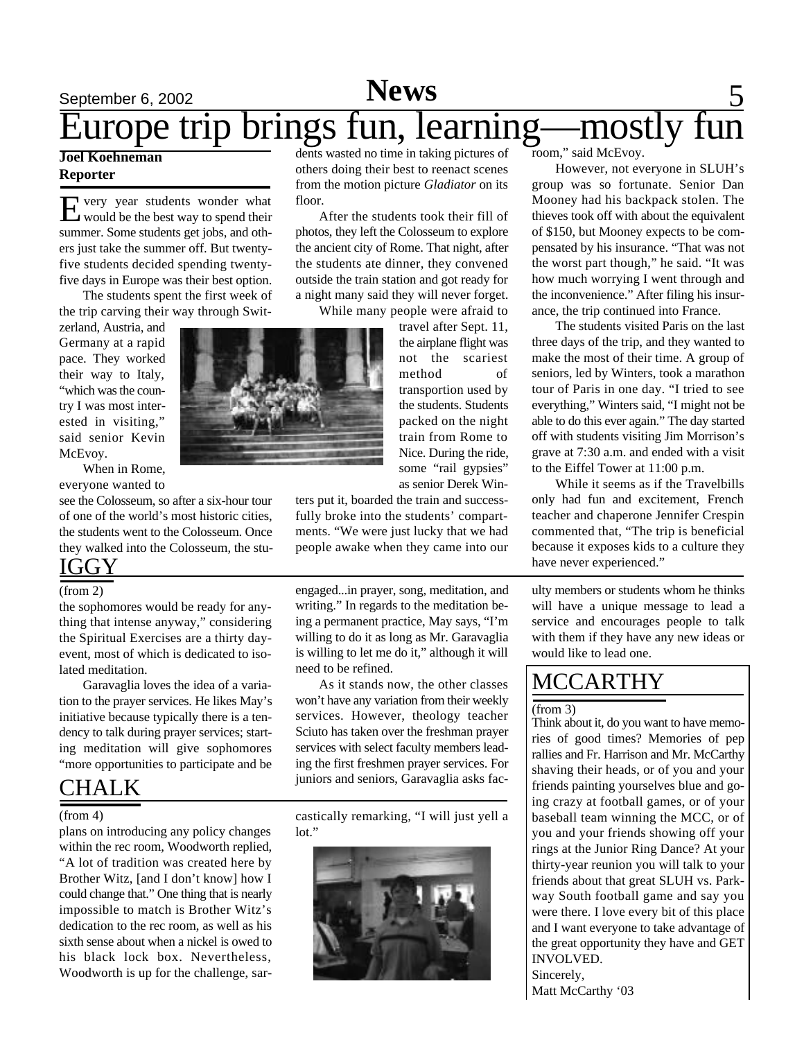# Europe trip brings fun, learning—mostly fun

**Joel Koehneman**
**Reporter**

Every year students wonder what would be the best way to spend their summer. Some students get jobs, and others just take the summer off. But twenty-five students decided spending twenty-five days in Europe was their best option.

The students spent the first week of the trip carving their way through Switzerland, Austria, and Germany at a rapid pace. They worked their way to Italy, "which was the country I was most interested in visiting," said senior Kevin McEvoy.

When in Rome, everyone wanted to see the Colosseum, so after a six-hour tour of one of the world's most historic cities, the students went to the Colosseum. Once they walked into the Colosseum, the students wasted no time in taking pictures of others doing their best to reenact scenes from the motion picture *Gladiator* on its floor.

After the students took their fill of photos, they left the Colosseum to explore the ancient city of Rome. That night, after the students ate dinner, they convened outside the train station and got ready for a night many said they will never forget.

While many people were afraid to travel after Sept. 11, the airplane flight was not the scariest method of transportion used by the students. Students packed on the night train from Rome to Nice. During the ride, some "rail gypsies" as senior Derek Winters put it, boarded the train and successfully broke into the students' compartments. "We were just lucky that we had people awake when they came into our room," said McEvoy.

However, not everyone in SLUH's group was so fortunate. Senior Dan Mooney had his backpack stolen. The thieves took off with about the equivalent of $150, but Mooney expects to be compensated by his insurance. "That was not the worst part though," he said. "It was how much worrying I went through and the inconvenience." After filing his insurance, the trip continued into France.

The students visited Paris on the last three days of the trip, and they wanted to make the most of their time. A group of seniors, led by Winters, took a marathon tour of Paris in one day. "I tried to see everything," Winters said, "I might not be able to do this ever again." The day started off with students visiting Jim Morrison's grave at 7:30 a.m. and ended with a visit to the Eiffel Tower at 11:00 p.m.

While it seems as if the Travelbills only had fun and excitement, French teacher and chaperone Jennifer Crespin commented that, "The trip is beneficial because it exposes kids to a culture they have never experienced."

## IGGY

(from 2)

the sophomores would be ready for anything that intense anyway," considering the Spiritual Exercises are a thirty day-event, most of which is dedicated to isolated meditation.

Garavaglia loves the idea of a variation to the prayer services. He likes May's initiative because typically there is a tendency to talk during prayer services; starting meditation will give sophomores "more opportunities to participate and be engaged...in prayer, song, meditation, and writing." In regards to the meditation being a permanent practice, May says, "I'm willing to do it as long as Mr. Garavaglia is willing to let me do it," although it will need to be refined.

As it stands now, the other classes won't have any variation from their weekly services. However, theology teacher Sciuto has taken over the freshman prayer services with select faculty members leading the first freshmen prayer services. For juniors and seniors, Garavaglia asks faculty members or students whom he thinks will have a unique message to lead a service and encourages people to talk with them if they have any new ideas or would like to lead one.

## CHALK

(from 4)

plans on introducing any policy changes within the rec room, Woodworth replied, "A lot of tradition was created here by Brother Witz, [and I don't know] how I could change that." One thing that is nearly impossible to match is Brother Witz's dedication to the rec room, as well as his sixth sense about when a nickel is owed to his black lock box. Nevertheless, Woodworth is up for the challenge, sarcastically remarking, "I will just yell a lot."

## MCCARTHY

(from 3)

Think about it, do you want to have memories of good times? Memories of pep rallies and Fr. Harrison and Mr. McCarthy shaving their heads, or of you and your friends painting yourselves blue and going crazy at football games, or of your baseball team winning the MCC, or of you and your friends showing off your rings at the Junior Ring Dance? At your thirty-year reunion you will talk to your friends about that great SLUH vs. Parkway South football game and say you were there. I love every bit of this place and I want everyone to take advantage of the great opportunity they have and GET INVOLVED.

Sincerely,

Matt McCarthy '03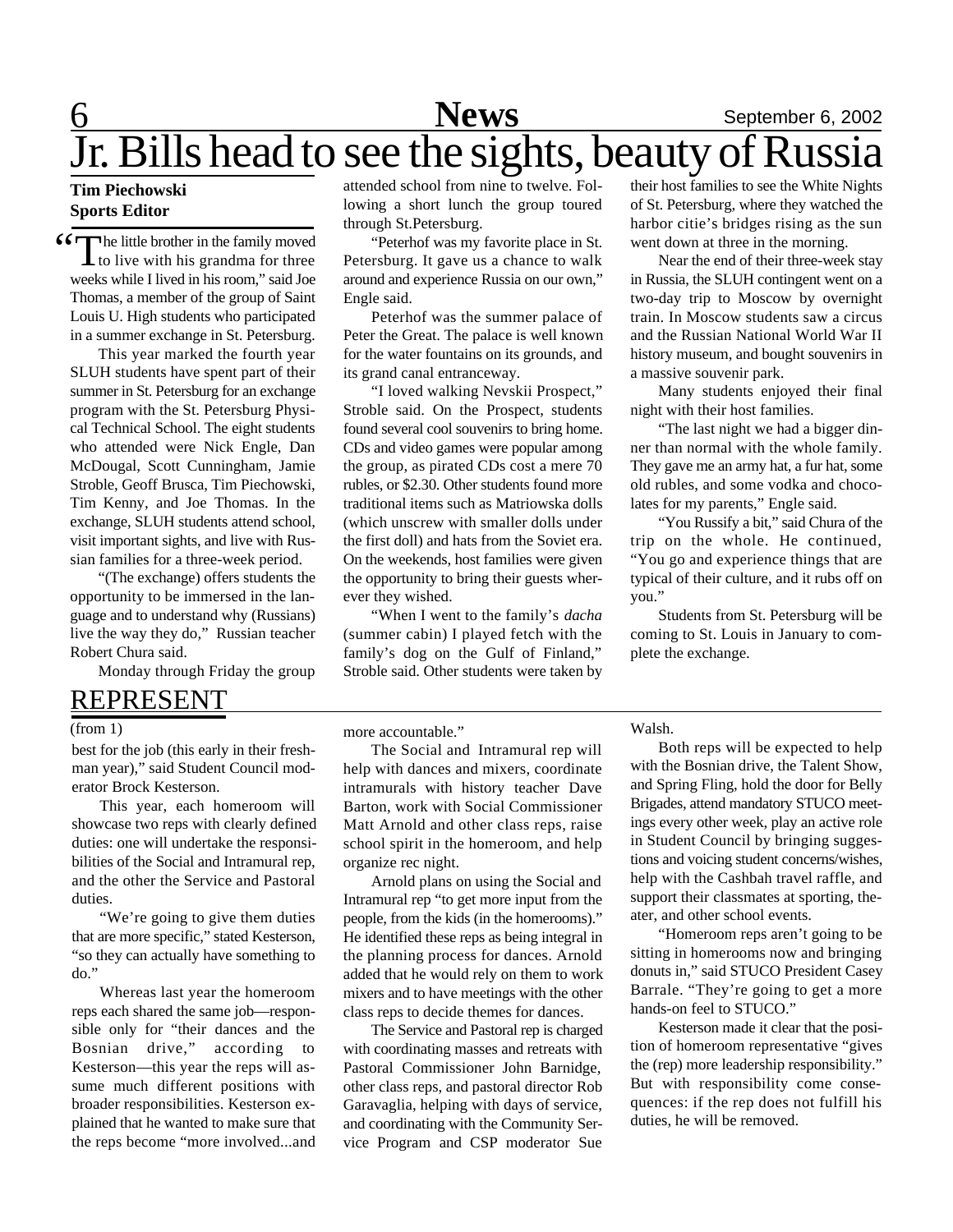# Jr. Bills head to see the sights, beauty of Russia

**Tim Piechowski**
**Sports Editor**

"The little brother in the family moved to live with his grandma for three weeks while I lived in his room," said Joe Thomas, a member of the group of Saint Louis U. High students who participated in a summer exchange in St. Petersburg.

This year marked the fourth year SLUH students have spent part of their summer in St. Petersburg for an exchange program with the St. Petersburg Physical Technical School. The eight students who attended were Nick Engle, Dan McDougal, Scott Cunningham, Jamie Stroble, Geoff Brusca, Tim Piechowski, Tim Kenny, and Joe Thomas. In the exchange, SLUH students attend school, visit important sights, and live with Russian families for a three-week period.

"(The exchange) offers students the opportunity to be immersed in the language and to understand why (Russians) live the way they do," Russian teacher Robert Chura said.

Monday through Friday the group attended school from nine to twelve. Following a short lunch the group toured through St.Petersburg.

"Peterhof was my favorite place in St. Petersburg. It gave us a chance to walk around and experience Russia on our own," Engle said.

Peterhof was the summer palace of Peter the Great. The palace is well known for the water fountains on its grounds, and its grand canal entranceway.

"I loved walking Nevskii Prospect," Stroble said. On the Prospect, students found several cool souvenirs to bring home. CDs and video games were popular among the group, as pirated CDs cost a mere 70 rubles, or $2.30. Other students found more traditional items such as Matriowska dolls (which unscrew with smaller dolls under the first doll) and hats from the Soviet era. On the weekends, host families were given the opportunity to bring their guests wherever they wished.

"When I went to the family's *dacha* (summer cabin) I played fetch with the family's dog on the Gulf of Finland," Stroble said. Other students were taken by their host families to see the White Nights of St. Petersburg, where they watched the harbor citie's bridges rising as the sun went down at three in the morning.

Near the end of their three-week stay in Russia, the SLUH contingent went on a two-day trip to Moscow by overnight train. In Moscow students saw a circus and the Russian National World War II history museum, and bought souvenirs in a massive souvenir park.

Many students enjoyed their final night with their host families.

"The last night we had a bigger dinner than normal with the whole family. They gave me an army hat, a fur hat, some old rubles, and some vodka and chocolates for my parents," Engle said.

"You Russify a bit," said Chura of the trip on the whole. He continued, "You go and experience things that are typical of their culture, and it rubs off on you."

Students from St. Petersburg will be coming to St. Louis in January to complete the exchange.

## REPRESENT

(from 1)

best for the job (this early in their freshman year)," said Student Council moderator Brock Kesterson.

This year, each homeroom will showcase two reps with clearly defined duties: one will undertake the responsibilities of the Social and Intramural rep, and the other the Service and Pastoral duties.

"We're going to give them duties that are more specific," stated Kesterson, "so they can actually have something to do."

Whereas last year the homeroom reps each shared the same job—responsible only for "their dances and the Bosnian drive," according to Kesterson—this year the reps will assume much different positions with broader responsibilities. Kesterson explained that he wanted to make sure that the reps become "more involved...and more accountable."

The Social and Intramural rep will help with dances and mixers, coordinate intramurals with history teacher Dave Barton, work with Social Commissioner Matt Arnold and other class reps, raise school spirit in the homeroom, and help organize rec night.

Arnold plans on using the Social and Intramural rep "to get more input from the people, from the kids (in the homerooms)." He identified these reps as being integral in the planning process for dances. Arnold added that he would rely on them to work mixers and to have meetings with the other class reps to decide themes for dances.

The Service and Pastoral rep is charged with coordinating masses and retreats with Pastoral Commissioner John Barnidge, other class reps, and pastoral director Rob Garavaglia, helping with days of service, and coordinating with the Community Service Program and CSP moderator Sue Walsh.

Both reps will be expected to help with the Bosnian drive, the Talent Show, and Spring Fling, hold the door for Belly Brigades, attend mandatory STUCO meetings every other week, play an active role in Student Council by bringing suggestions and voicing student concerns/wishes, help with the Cashbah travel raffle, and support their classmates at sporting, theater, and other school events.

"Homeroom reps aren't going to be sitting in homerooms now and bringing donuts in," said STUCO President Casey Barrale. "They're going to get a more hands-on feel to STUCO."

Kesterson made it clear that the position of homeroom representative "gives the (rep) more leadership responsibility." But with responsibility come consequences: if the rep does not fulfill his duties, he will be removed.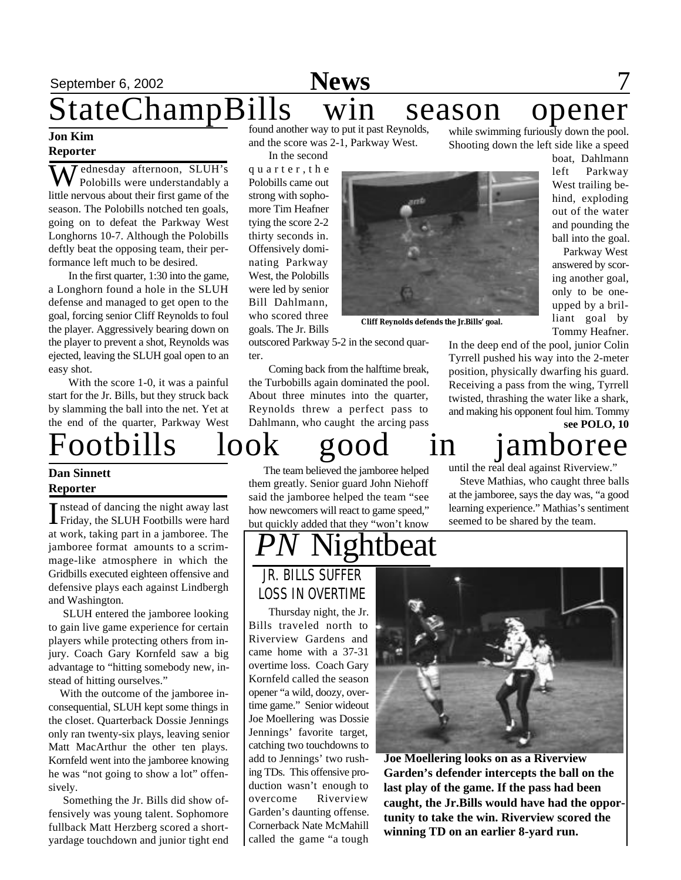# StateChampBills win season opener

**Jon Kim**
**Reporter**

Wednesday afternoon, SLUH's Polobills were understandably a little nervous about their first game of the season. The Polobills notched ten goals, going on to defeat the Parkway West Longhorns 10-7. Although the Polobills deftly beat the opposing team, their performance left much to be desired.

In the first quarter, 1:30 into the game, a Longhorn found a hole in the SLUH defense and managed to get open to the goal, forcing senior Cliff Reynolds to foul the player. Aggressively bearing down on the player to prevent a shot, Reynolds was ejected, leaving the SLUH goal open to an easy shot.

With the score 1-0, it was a painful start for the Jr. Bills, but they struck back by slamming the ball into the net. Yet at the end of the quarter, Parkway West found another way to put it past Reynolds, and the score was 2-1, Parkway West.

In the second quarter, the Polobills came out strong with sophomore Tim Heafner tying the score 2-2 thirty seconds in. Offensively dominating Parkway West, the Polobills were led by senior Bill Dahlmann, who scored three goals. The Jr. Bills outscored Parkway 5-2 in the second quarter.

Cliff Reynolds defends the Jr.Bills' goal.

Coming back from the halftime break, the Turbobills again dominated the pool. About three minutes into the quarter, Reynolds threw a perfect pass to Dahlmann, who caught the arcing pass while swimming furiously down the pool. Shooting down the left side like a speed boat, Dahlmann left Parkway West trailing behind, exploding out of the water and pounding the ball into the goal.

Parkway West answered by scoring another goal, only to be one-upped by a brilliant goal by Tommy Heafner.

In the deep end of the pool, junior Colin Tyrrell pushed his way into the 2-meter position, physically dwarfing his guard. Receiving a pass from the wing, Tyrrell twisted, thrashing the water like a shark, and making his opponent foul him. Tommy

**see POLO, 10**

# Footbills look good in jamboree

**Dan Sinnett**
**Reporter**

Instead of dancing the night away last Friday, the SLUH Footbills were hard at work, taking part in a jamboree. The jamboree format amounts to a scrimmage-like atmosphere in which the Gridbills executed eighteen offensive and defensive plays each against Lindbergh and Washington.

SLUH entered the jamboree looking to gain live game experience for certain players while protecting others from injury. Coach Gary Kornfeld saw a big advantage to "hitting somebody new, instead of hitting ourselves."

With the outcome of the jamboree inconsequential, SLUH kept some things in the closet. Quarterback Dossie Jennings only ran twenty-six plays, leaving senior Matt MacArthur the other ten plays. Kornfeld went into the jamboree knowing he was "not going to show a lot" offensively.

Something the Jr. Bills did show offensively was young talent. Sophomore fullback Matt Herzberg scored a short-yardage touchdown and junior tight end

The team believed the jamboree helped them greatly. Senior guard John Niehoff said the jamboree helped the team "see how newcomers will react to game speed," but quickly added that they "won't know until the real deal against Riverview."

Steve Mathias, who caught three balls at the jamboree, says the day was, "a good learning experience." Mathias's sentiment seemed to be shared by the team.

## *PN* Nightbeat

### JR. BILLS SUFFER LOSS IN OVERTIME

Thursday night, the Jr. Bills traveled north to Riverview Gardens and came home with a 37-31 overtime loss. Coach Gary Kornfeld called the season opener "a wild, doozy, overtime game." Senior wideout Joe Moellering was Dossie Jennings' favorite target, catching two touchdowns to add to Jennings' two rushing TDs. This offensive production wasn't enough to overcome Riverview Garden's daunting offense. Cornerback Nate McMahill called the game "a tough

**Joe Moellering looks on as a Riverview Garden's defender intercepts the ball on the last play of the game. If the pass had been caught, the Jr.Bills would have had the opportunity to take the win. Riverview scored the winning TD on an earlier 8-yard run.**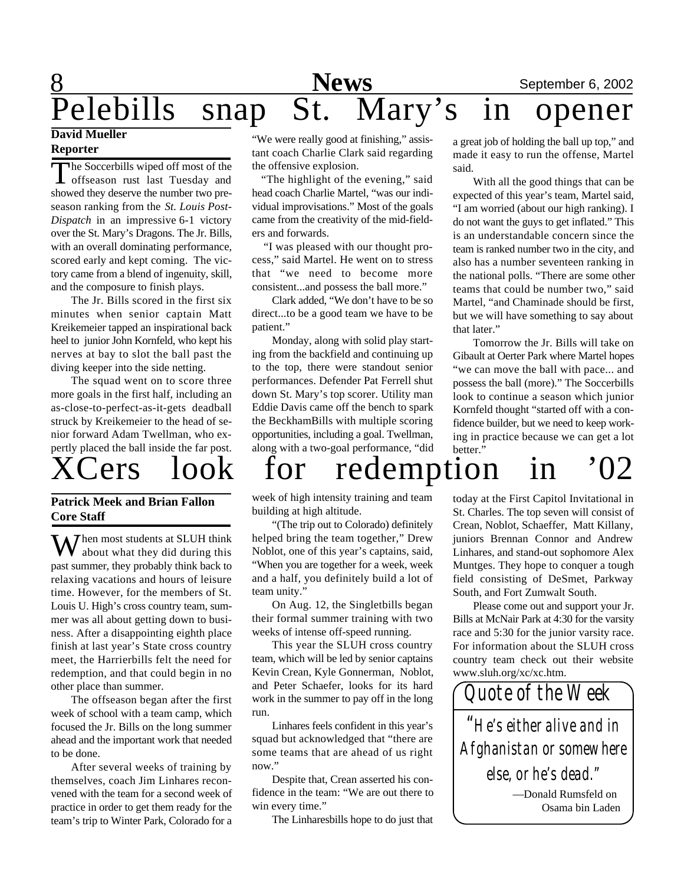# Pelebills snap St. Mary's in opener

**David Mueller**
**Reporter**

The Soccerbills wiped off most of the offseason rust last Tuesday and showed they deserve the number two preseason ranking from the *St. Louis Post-Dispatch* in an impressive 6-1 victory over the St. Mary's Dragons. The Jr. Bills, with an overall dominating performance, scored early and kept coming. The victory came from a blend of ingenuity, skill, and the composure to finish plays.

The Jr. Bills scored in the first six minutes when senior captain Matt Kreikemeier tapped an inspirational back heel to junior John Kornfeld, who kept his nerves at bay to slot the ball past the diving keeper into the side netting.

The squad went on to score three more goals in the first half, including an as-close-to-perfect-as-it-gets deadball struck by Kreikemeier to the head of senior forward Adam Twellman, who expertly placed the ball inside the far post. "We were really good at finishing," assistant coach Charlie Clark said regarding the offensive explosion.

"The highlight of the evening," said head coach Charlie Martel, "was our individual improvisations." Most of the goals came from the creativity of the mid-fielders and forwards.

"I was pleased with our thought process," said Martel. He went on to stress that "we need to become more consistent...and possess the ball more."

Clark added, "We don't have to be so direct...to be a good team we have to be patient."

Monday, along with solid play starting from the backfield and continuing up to the top, there were standout senior performances. Defender Pat Ferrell shut down St. Mary's top scorer. Utility man Eddie Davis came off the bench to spark the BeckhamBills with multiple scoring opportunities, including a goal. Twellman, along with a two-goal performance, "did a great job of holding the ball up top," and made it easy to run the offense, Martel said.

With all the good things that can be expected of this year's team, Martel said, "I am worried (about our high ranking). I do not want the guys to get inflated." This is an understandable concern since the team is ranked number two in the city, and also has a number seventeen ranking in the national polls. "There are some other teams that could be number two," said Martel, "and Chaminade should be first, but we will have something to say about that later."

Tomorrow the Jr. Bills will take on Gibault at Oerter Park where Martel hopes "we can move the ball with pace... and possess the ball (more)." The Soccerbills look to continue a season which junior Kornfeld thought "started off with a confidence builder, but we need to keep working in practice because we can get a lot better."

# XCers look for redemption in '02

**Patrick Meek and Brian Fallon**
**Core Staff**

When most students at SLUH think about what they did during this past summer, they probably think back to relaxing vacations and hours of leisure time. However, for the members of St. Louis U. High's cross country team, summer was all about getting down to business. After a disappointing eighth place finish at last year's State cross country meet, the Harrierbills felt the need for redemption, and that could begin in no other place than summer.

The offseason began after the first week of school with a team camp, which focused the Jr. Bills on the long summer ahead and the important work that needed to be done.

After several weeks of training by themselves, coach Jim Linhares reconvened with the team for a second week of practice in order to get them ready for the team's trip to Winter Park, Colorado for a week of high intensity training and team building at high altitude.

"(The trip out to Colorado) definitely helped bring the team together," Drew Noblot, one of this year's captains, said, "When you are together for a week, week and a half, you definitely build a lot of team unity."

On Aug. 12, the Singletbills began their formal summer training with two weeks of intense off-speed running.

This year the SLUH cross country team, which will be led by senior captains Kevin Crean, Kyle Gonnerman, Noblot, and Peter Schaefer, looks for its hard work in the summer to pay off in the long run.

Linhares feels confident in this year's squad but acknowledged that "there are some teams that are ahead of us right now."

Despite that, Crean asserted his confidence in the team: "We are out there to win every time."

The Linharesbills hope to do just that today at the First Capitol Invitational in St. Charles. The top seven will consist of Crean, Noblot, Schaeffer, Matt Killany, juniors Brennan Connor and Andrew Linhares, and stand-out sophomore Alex Muntges. They hope to conquer a tough field consisting of DeSmet, Parkway South, and Fort Zumwalt South.

Please come out and support your Jr. Bills at McNair Park at 4:30 for the varsity race and 5:30 for the junior varsity race. For information about the SLUH cross country team check out their website www.sluh.org/xc/xc.htm.

## Quote of the Week

*"He's either alive and in Afghanistan or somewhere else, or he's dead."*

—Donald Rumsfeld on Osama bin Laden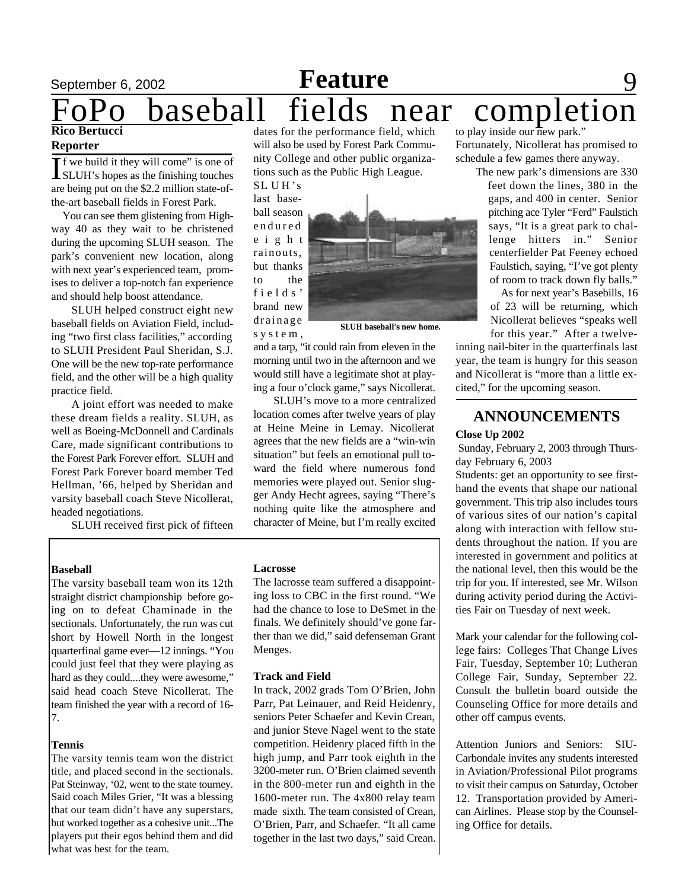# FoPo baseball fields near completion

**Rico Bertucci**
**Reporter**

"If we build it they will come" is one of SLUH's hopes as the finishing touches are being put on the $2.2 million state-of-the-art baseball fields in Forest Park.

You can see them glistening from Highway 40 as they wait to be christened during the upcoming SLUH season. The park's convenient new location, along with next year's experienced team, promises to deliver a top-notch fan experience and should help boost attendance.

SLUH helped construct eight new baseball fields on Aviation Field, including "two first class facilities," according to SLUH President Paul Sheridan, S.J. One will be the new top-rate performance field, and the other will be a high quality practice field.

A joint effort was needed to make these dream fields a reality. SLUH, as well as Boeing-McDonnell and Cardinals Care, made significant contributions to the Forest Park Forever effort. SLUH and Forest Park Forever board member Ted Hellman, '66, helped by Sheridan and varsity baseball coach Steve Nicollerat, headed negotiations.

SLUH received first pick of fifteen dates for the performance field, which will also be used by Forest Park Community College and other public organizations such as the Public High League.

SLUH's last baseball season endured eight rainouts, but thanks to the fields' brand new drainage system, and a tarp, "it could rain from eleven in the morning until two in the afternoon and we would still have a legitimate shot at playing a four o'clock game," says Nicollerat.

SLUH baseball's new home.

SLUH's move to a more centralized location comes after twelve years of play at Heine Meine in Lemay. Nicollerat agrees that the new fields are a "win-win situation" but feels an emotional pull toward the field where numerous fond memories were played out. Senior slugger Andy Hecht agrees, saying "There's nothing quite like the atmosphere and character of Meine, but I'm really excited to play inside our new park."

Fortunately, Nicollerat has promised to schedule a few games there anyway.

The new park's dimensions are 330 feet down the lines, 380 in the gaps, and 400 in center. Senior pitching ace Tyler "Ferd" Faulstich says, "It is a great park to challenge hitters in." Senior centerfielder Pat Feeney echoed Faulstich, saying, "I've got plenty of room to track down fly balls."

As for next year's Basebills, 16 of 23 will be returning, which Nicollerat believes "speaks well for this year." After a twelve-inning nail-biter in the quarterfinals last year, the team is hungry for this season and Nicollerat is "more than a little excited," for the upcoming season.

**Baseball**

The varsity baseball team won its 12th straight district championship before going on to defeat Chaminade in the sectionals. Unfortunately, the run was cut short by Howell North in the longest quarterfinal game ever—12 innings. "You could just feel that they were playing as hard as they could....they were awesome," said head coach Steve Nicollerat. The team finished the year with a record of 16-7.

**Tennis**

The varsity tennis team won the district title, and placed second in the sectionals. Pat Steinway, '02, went to the state tourney. Said coach Miles Grier, "It was a blessing that our team didn't have any superstars, but worked together as a cohesive unit...The players put their egos behind them and did what was best for the team.

**Lacrosse**

The lacrosse team suffered a disappointing loss to CBC in the first round. "We had the chance to lose to DeSmet in the finals. We definitely should've gone farther than we did," said defenseman Grant Menges.

**Track and Field**

In track, 2002 grads Tom O'Brien, John Parr, Pat Leinauer, and Reid Heidenry, seniors Peter Schaefer and Kevin Crean, and junior Steve Nagel went to the state competition. Heidenry placed fifth in the high jump, and Parr took eighth in the 3200-meter run. O'Brien claimed seventh in the 800-meter run and eighth in the 1600-meter run. The 4x800 relay team made sixth. The team consisted of Crean, O'Brien, Parr, and Schaefer. "It all came together in the last two days," said Crean.

## ANNOUNCEMENTS

**Close Up 2002**

Sunday, February 2, 2003 through Thursday February 6, 2003

Students: get an opportunity to see first-hand the events that shape our national government. This trip also includes tours of various sites of our nation's capital along with interaction with fellow students throughout the nation. If you are interested in government and politics at the national level, then this would be the trip for you. If interested, see Mr. Wilson during activity period during the Activities Fair on Tuesday of next week.

Mark your calendar for the following college fairs: Colleges That Change Lives Fair, Tuesday, September 10; Lutheran College Fair, Sunday, September 22. Consult the bulletin board outside the Counseling Office for more details and other off campus events.

Attention Juniors and Seniors: SIU-Carbondale invites any students interested in Aviation/Professional Pilot programs to visit their campus on Saturday, October 12. Transportation provided by American Airlines. Please stop by the Counseling Office for details.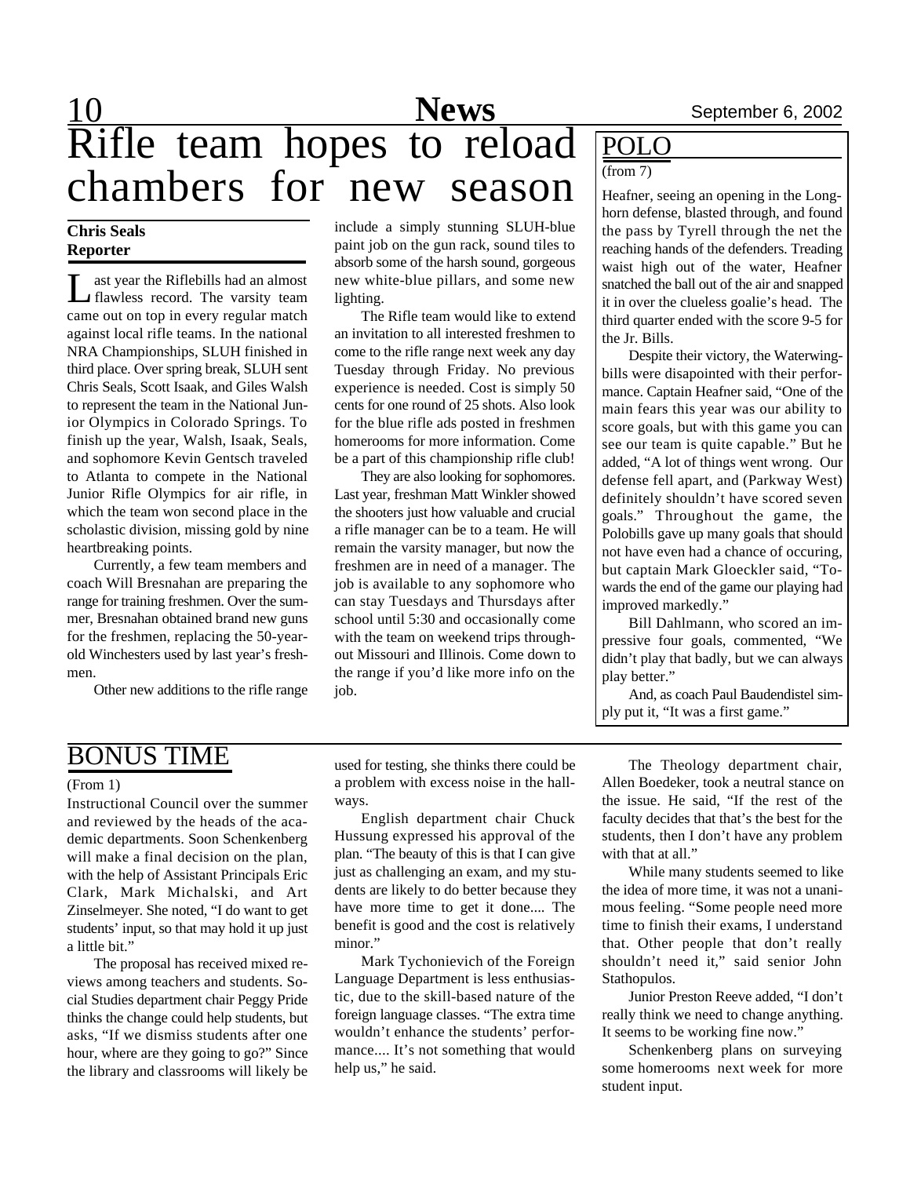# Rifle team hopes to reload chambers for new season

**Chris Seals**
**Reporter**

Last year the Riflebills had an almost flawless record. The varsity team came out on top in every regular match against local rifle teams. In the national NRA Championships, SLUH finished in third place. Over spring break, SLUH sent Chris Seals, Scott Isaak, and Giles Walsh to represent the team in the National Junior Olympics in Colorado Springs. To finish up the year, Walsh, Isaak, Seals, and sophomore Kevin Gentsch traveled to Atlanta to compete in the National Junior Rifle Olympics for air rifle, in which the team won second place in the scholastic division, missing gold by nine heartbreaking points.

Currently, a few team members and coach Will Bresnahan are preparing the range for training freshmen. Over the summer, Bresnahan obtained brand new guns for the freshmen, replacing the 50-year-old Winchesters used by last year's freshmen.

Other new additions to the rifle range include a simply stunning SLUH-blue paint job on the gun rack, sound tiles to absorb some of the harsh sound, gorgeous new white-blue pillars, and some new lighting.

The Rifle team would like to extend an invitation to all interested freshmen to come to the rifle range next week any day Tuesday through Friday. No previous experience is needed. Cost is simply 50 cents for one round of 25 shots. Also look for the blue rifle ads posted in freshmen homerooms for more information. Come be a part of this championship rifle club!

They are also looking for sophomores. Last year, freshman Matt Winkler showed the shooters just how valuable and crucial a rifle manager can be to a team. He will remain the varsity manager, but now the freshmen are in need of a manager. The job is available to any sophomore who can stay Tuesdays and Thursdays after school until 5:30 and occasionally come with the team on weekend trips throughout Missouri and Illinois. Come down to the range if you'd like more info on the job.

## POLO

(from 7)

Heafner, seeing an opening in the Longhorn defense, blasted through, and found the pass by Tyrell through the net the reaching hands of the defenders. Treading waist high out of the water, Heafner snatched the ball out of the air and snapped it in over the clueless goalie's head. The third quarter ended with the score 9-5 for the Jr. Bills.

Despite their victory, the Waterwingbills were disapointed with their performance. Captain Heafner said, "One of the main fears this year was our ability to score goals, but with this game you can see our team is quite capable." But he added, "A lot of things went wrong. Our defense fell apart, and (Parkway West) definitely shouldn't have scored seven goals." Throughout the game, the Polobills gave up many goals that should not have even had a chance of occuring, but captain Mark Gloeckler said, "Towards the end of the game our playing had improved markedly."

Bill Dahlmann, who scored an impressive four goals, commented, "We didn't play that badly, but we can always play better."

And, as coach Paul Baudendistel simply put it, "It was a first game."

## BONUS TIME

(From 1)

Instructional Council over the summer and reviewed by the heads of the academic departments. Soon Schenkenberg will make a final decision on the plan, with the help of Assistant Principals Eric Clark, Mark Michalski, and Art Zinselmeyer. She noted, "I do want to get students' input, so that may hold it up just a little bit."

The proposal has received mixed reviews among teachers and students. Social Studies department chair Peggy Pride thinks the change could help students, but asks, "If we dismiss students after one hour, where are they going to go?" Since the library and classrooms will likely be used for testing, she thinks there could be a problem with excess noise in the hallways.

English department chair Chuck Hussung expressed his approval of the plan. "The beauty of this is that I can give just as challenging an exam, and my students are likely to do better because they have more time to get it done.... The benefit is good and the cost is relatively minor."

Mark Tychonievich of the Foreign Language Department is less enthusiastic, due to the skill-based nature of the foreign language classes. "The extra time wouldn't enhance the students' performance.... It's not something that would help us," he said.

The Theology department chair, Allen Boedeker, took a neutral stance on the issue. He said, "If the rest of the faculty decides that that's the best for the students, then I don't have any problem with that at all."

While many students seemed to like the idea of more time, it was not a unanimous feeling. "Some people need more time to finish their exams, I understand that. Other people that don't really shouldn't need it," said senior John Stathopulos.

Junior Preston Reeve added, "I don't really think we need to change anything. It seems to be working fine now."

Schenkenberg plans on surveying some homerooms next week for more student input.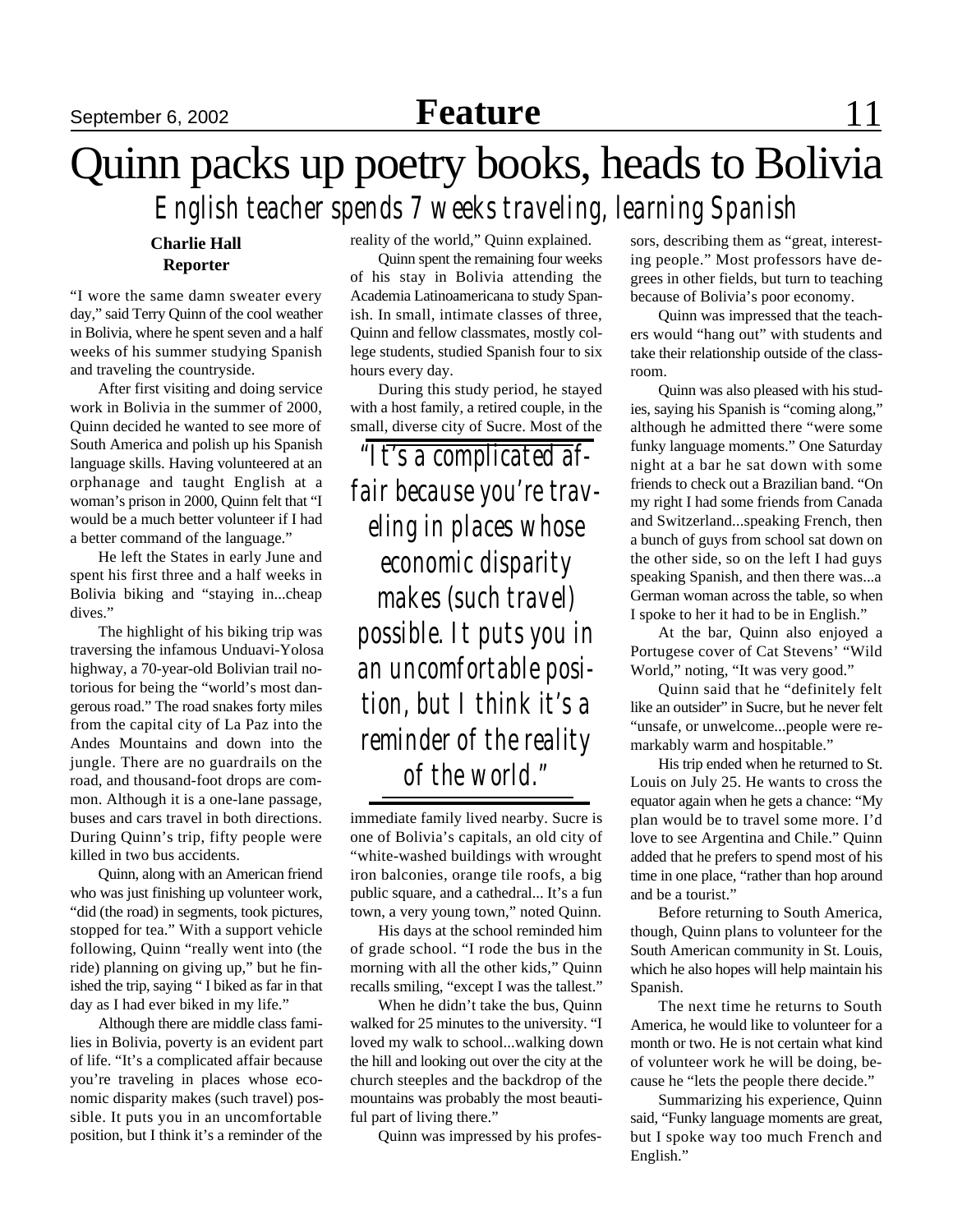# Quinn packs up poetry books, heads to Bolivia

## *English teacher spends 7 weeks traveling, learning Spanish*

**Charlie Hall**
**Reporter**

"I wore the same damn sweater every day," said Terry Quinn of the cool weather in Bolivia, where he spent seven and a half weeks of his summer studying Spanish and traveling the countryside.

After first visiting and doing service work in Bolivia in the summer of 2000, Quinn decided he wanted to see more of South America and polish up his Spanish language skills. Having volunteered at an orphanage and taught English at a woman's prison in 2000, Quinn felt that "I would be a much better volunteer if I had a better command of the language."

He left the States in early June and spent his first three and a half weeks in Bolivia biking and "staying in...cheap dives."

The highlight of his biking trip was traversing the infamous Unduavi-Yolosa highway, a 70-year-old Bolivian trail notorious for being the "world's most dangerous road." The road snakes forty miles from the capital city of La Paz into the Andes Mountains and down into the jungle. There are no guardrails on the road, and thousand-foot drops are common. Although it is a one-lane passage, buses and cars travel in both directions. During Quinn's trip, fifty people were killed in two bus accidents.

Quinn, along with an American friend who was just finishing up volunteer work, "did (the road) in segments, took pictures, stopped for tea." With a support vehicle following, Quinn "really went into (the ride) planning on giving up," but he finished the trip, saying " I biked as far in that day as I had ever biked in my life."

Although there are middle class families in Bolivia, poverty is an evident part of life. "It's a complicated affair because you're traveling in places whose economic disparity makes (such travel) possible. It puts you in an uncomfortable position, but I think it's a reminder of the reality of the world," Quinn explained.

Quinn spent the remaining four weeks of his stay in Bolivia attending the Academia Latinoamericana to study Spanish. In small, intimate classes of three, Quinn and fellow classmates, mostly college students, studied Spanish four to six hours every day.

During this study period, he stayed with a host family, a retired couple, in the small, diverse city of Sucre. Most of the immediate family lived nearby. Sucre is one of Bolivia's capitals, an old city of "white-washed buildings with wrought iron balconies, orange tile roofs, a big public square, and a cathedral... It's a fun town, a very young town," noted Quinn.

> *"It's a complicated affair because you're traveling in places whose economic disparity makes (such travel) possible. It puts you in an uncomfortable position, but I think it's a reminder of the reality of the world."*

His days at the school reminded him of grade school. "I rode the bus in the morning with all the other kids," Quinn recalls smiling, "except I was the tallest."

When he didn't take the bus, Quinn walked for 25 minutes to the university. "I loved my walk to school...walking down the hill and looking out over the city at the church steeples and the backdrop of the mountains was probably the most beautiful part of living there."

Quinn was impressed by his professors, describing them as "great, interesting people." Most professors have degrees in other fields, but turn to teaching because of Bolivia's poor economy.

Quinn was impressed that the teachers would "hang out" with students and take their relationship outside of the classroom.

Quinn was also pleased with his studies, saying his Spanish is "coming along," although he admitted there "were some funky language moments." One Saturday night at a bar he sat down with some friends to check out a Brazilian band. "On my right I had some friends from Canada and Switzerland...speaking French, then a bunch of guys from school sat down on the other side, so on the left I had guys speaking Spanish, and then there was...a German woman across the table, so when I spoke to her it had to be in English."

At the bar, Quinn also enjoyed a Portugese cover of Cat Stevens' "Wild World," noting, "It was very good."

Quinn said that he "definitely felt like an outsider" in Sucre, but he never felt "unsafe, or unwelcome...people were remarkably warm and hospitable."

His trip ended when he returned to St. Louis on July 25. He wants to cross the equator again when he gets a chance: "My plan would be to travel some more. I'd love to see Argentina and Chile." Quinn added that he prefers to spend most of his time in one place, "rather than hop around and be a tourist."

Before returning to South America, though, Quinn plans to volunteer for the South American community in St. Louis, which he also hopes will help maintain his Spanish.

The next time he returns to South America, he would like to volunteer for a month or two. He is not certain what kind of volunteer work he will be doing, because he "lets the people there decide."

Summarizing his experience, Quinn said, "Funky language moments are great, but I spoke way too much French and English."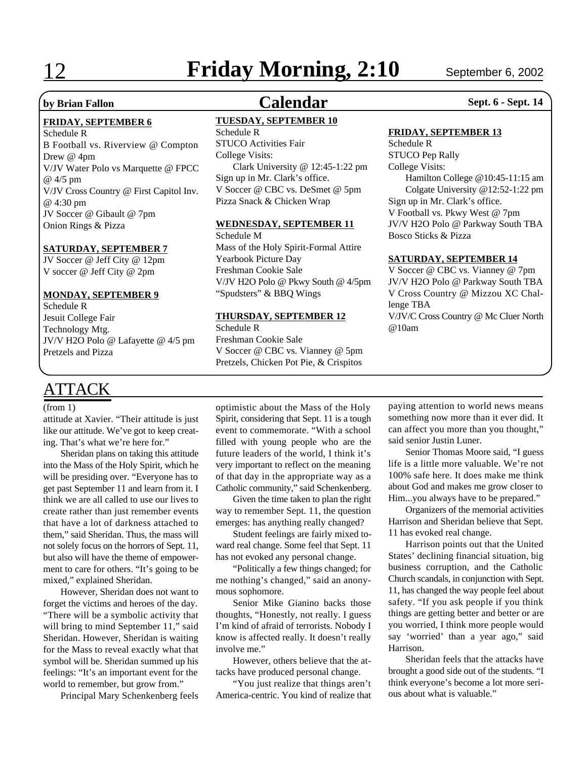## Calendar

by Brian Fallon

Sept. 6 - Sept. 14

**FRIDAY, SEPTEMBER 6**

Schedule R
B Football vs. Riverview @ Compton Drew @ 4pm
V/JV Water Polo vs Marquette @ FPCC @ 4/5 pm
V/JV Cross Country @ First Capitol Inv. @ 4:30 pm
JV Soccer @ Gibault @ 7pm
Onion Rings & Pizza

**SATURDAY, SEPTEMBER 7**

JV Soccer @ Jeff City @ 12pm
V soccer @ Jeff City @ 2pm

**MONDAY, SEPTEMBER 9**

Schedule R
Jesuit College Fair
Technology Mtg.
JV/V H2O Polo @ Lafayette @ 4/5 pm
Pretzels and Pizza

**TUESDAY, SEPTEMBER 10**

Schedule R
STUCO Activities Fair
College Visits:
Clark University @ 12:45-1:22 pm
Sign up in Mr. Clark's office.
V Soccer @ CBC vs. DeSmet @ 5pm
Pizza Snack & Chicken Wrap

**WEDNESDAY, SEPTEMBER 11**

Schedule M
Mass of the Holy Spirit-Formal Attire
Yearbook Picture Day
Freshman Cookie Sale
V/JV H2O Polo @ Pkwy South @ 4/5pm
"Spudsters" & BBQ Wings

**THURSDAY, SEPTEMBER 12**

Schedule R
Freshman Cookie Sale
V Soccer @ CBC vs. Vianney @ 5pm
Pretzels, Chicken Pot Pie, & Crispitos

**FRIDAY, SEPTEMBER 13**

Schedule R
STUCO Pep Rally
College Visits:
Hamilton College @10:45-11:15 am
Colgate University @12:52-1:22 pm
Sign up in Mr. Clark's office.
V Football vs. Pkwy West @ 7pm
JV/V H2O Polo @ Parkway South TBA
Bosco Sticks & Pizza

**SATURDAY, SEPTEMBER 14**

V Soccer @ CBC vs. Vianney @ 7pm
JV/V H2O Polo @ Parkway South TBA
V Cross Country @ Mizzou XC Challenge TBA
V/JV/C Cross Country @ Mc Cluer North @10am

## ATTACK

(from 1)

attitude at Xavier. "Their attitude is just like our attitude. We've got to keep creating. That's what we're here for."

Sheridan plans on taking this attitude into the Mass of the Holy Spirit, which he will be presiding over. "Everyone has to get past September 11 and learn from it. I think we are all called to use our lives to create rather than just remember events that have a lot of darkness attached to them," said Sheridan. Thus, the mass will not solely focus on the horrors of Sept. 11, but also will have the theme of empowerment to care for others. "It's going to be mixed," explained Sheridan.

However, Sheridan does not want to forget the victims and heroes of the day. "There will be a symbolic activity that will bring to mind September 11," said Sheridan. However, Sheridan is waiting for the Mass to reveal exactly what that symbol will be. Sheridan summed up his feelings: "It's an important event for the world to remember, but grow from."

Principal Mary Schenkenberg feels optimistic about the Mass of the Holy Spirit, considering that Sept. 11 is a tough event to commemorate. "With a school filled with young people who are the future leaders of the world, I think it's very important to reflect on the meaning of that day in the appropriate way as a Catholic community," said Schenkenberg.

Given the time taken to plan the right way to remember Sept. 11, the question emerges: has anything really changed?

Student feelings are fairly mixed toward real change. Some feel that Sept. 11 has not evoked any personal change.

"Politically a few things changed; for me nothing's changed," said an anonymous sophomore.

Senior Mike Gianino backs those thoughts, "Honestly, not really. I guess I'm kind of afraid of terrorists. Nobody I know is affected really. It doesn't really involve me."

However, others believe that the attacks have produced personal change.

"You just realize that things aren't America-centric. You kind of realize that paying attention to world news means something now more than it ever did. It can affect you more than you thought," said senior Justin Luner.

Senior Thomas Moore said, "I guess life is a little more valuable. We're not 100% safe here. It does make me think about God and makes me grow closer to Him...you always have to be prepared."

Organizers of the memorial activities Harrison and Sheridan believe that Sept. 11 has evoked real change.

Harrison points out that the United States' declining financial situation, big business corruption, and the Catholic Church scandals, in conjunction with Sept. 11, has changed the way people feel about safety. "If you ask people if you think things are getting better and better or are you worried, I think more people would say 'worried' than a year ago," said Harrison.

Sheridan feels that the attacks have brought a good side out of the students. "I think everyone's become a lot more serious about what is valuable."